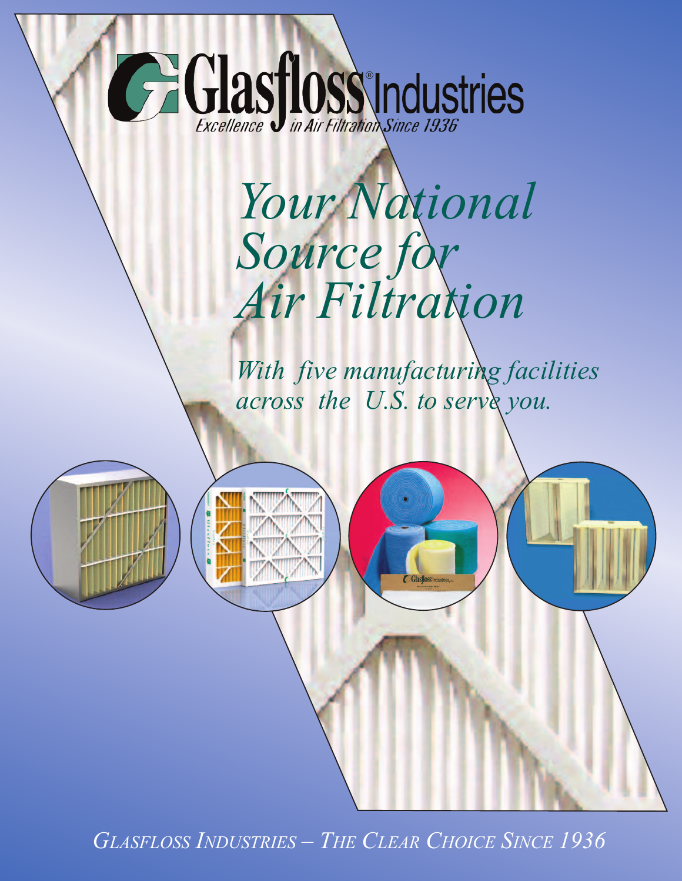# Glasfloss® Industries

*Excellence in Air Filtration Since 1936*

## *Your National Source for Air Filtration*

*With five manufacturing facilities across the U.S. to serve you.*

*GLASFLOSS INDUSTRIES – THE CLEAR CHOICE SINCE 1936*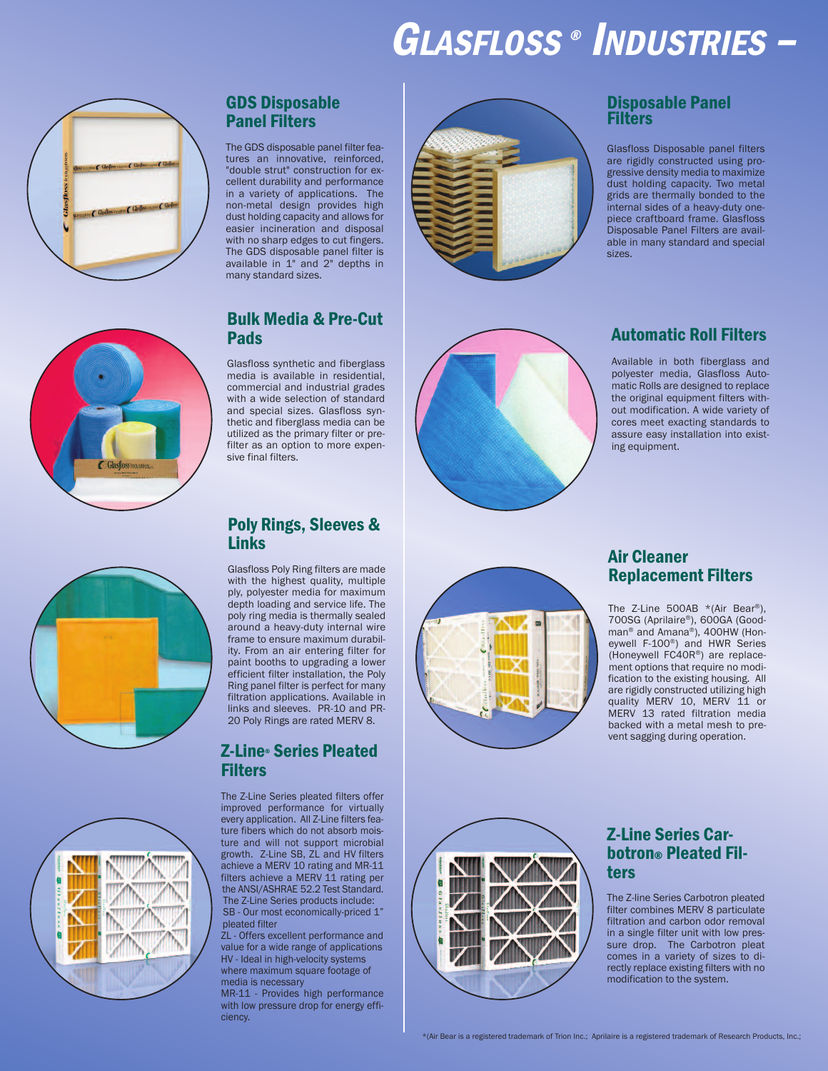# *Glasfloss® Industries –*

## GDS Disposable Panel Filters

The GDS disposable panel filter features an innovative, reinforced, "double strut" construction for excellent durability and performance in a variety of applications. The non-metal design provides high dust holding capacity and allows for easier incineration and disposal with no sharp edges to cut fingers. The GDS disposable panel filter is available in 1" and 2" depths in many standard sizes.

## Bulk Media & Pre-Cut Pads

Glasfloss synthetic and fiberglass media is available in residential, commercial and industrial grades with a wide selection of standard and special sizes. Glasfloss synthetic and fiberglass media can be utilized as the primary filter or prefilter as an option to more expensive final filters.

## Poly Rings, Sleeves & Links

Glasfloss Poly Ring filters are made with the highest quality, multiple ply, polyester media for maximum depth loading and service life. The poly ring media is thermally sealed around a heavy-duty internal wire frame to ensure maximum durability. From an air entering filter for paint booths to upgrading a lower efficient filter installation, the Poly Ring panel filter is perfect for many filtration applications. Available in links and sleeves. PR-10 and PR-20 Poly Rings are rated MERV 8.

## Z-Line® Series Pleated Filters

The Z-Line Series pleated filters offer improved performance for virtually every application. All Z-Line filters feature fibers which do not absorb moisture and will not support microbial growth. Z-Line SB, ZL and HV filters achieve a MERV 10 rating and MR-11 filters achieve a MERV 11 rating per the ANSI/ASHRAE 52.2 Test Standard. The Z-Line Series products include:

SB - Our most economically-priced 1" pleated filter

ZL - Offers excellent performance and value for a wide range of applications

HV - Ideal in high-velocity systems where maximum square footage of media is necessary

MR-11 - Provides high performance with low pressure drop for energy efficiency.

## Disposable Panel Filters

Glasfloss Disposable panel filters are rigidly constructed using progressive density media to maximize dust holding capacity. Two metal grids are thermally bonded to the internal sides of a heavy-duty one-piece craftboard frame. Glasfloss Disposable Panel Filters are available in many standard and special sizes.

## Automatic Roll Filters

Available in both fiberglass and polyester media, Glasfloss Automatic Rolls are designed to replace the original equipment filters without modification. A wide variety of cores meet exacting standards to assure easy installation into existing equipment.

## Air Cleaner Replacement Filters

The Z-Line 500AB \*(Air Bear®), 700SG (Aprilaire®), 600GA (Goodman® and Amana®), 400HW (Honeywell F-100®) and HWR Series (Honeywell FC40R®) are replacement options that require no modification to the existing housing. All are rigidly constructed utilizing high quality MERV 10, MERV 11 or MERV 13 rated filtration media backed with a metal mesh to prevent sagging during operation.

## Z-Line Series Carbotron® Pleated Filters

The Z-line Series Carbotron pleated filter combines MERV 8 particulate filtration and carbon odor removal in a single filter unit with low pressure drop. The Carbotron pleat comes in a variety of sizes to directly replace existing filters with no modification to the system.

\*(Air Bear is a registered trademark of Trion Inc.; Aprilaire is a registered trademark of Research Products, Inc.;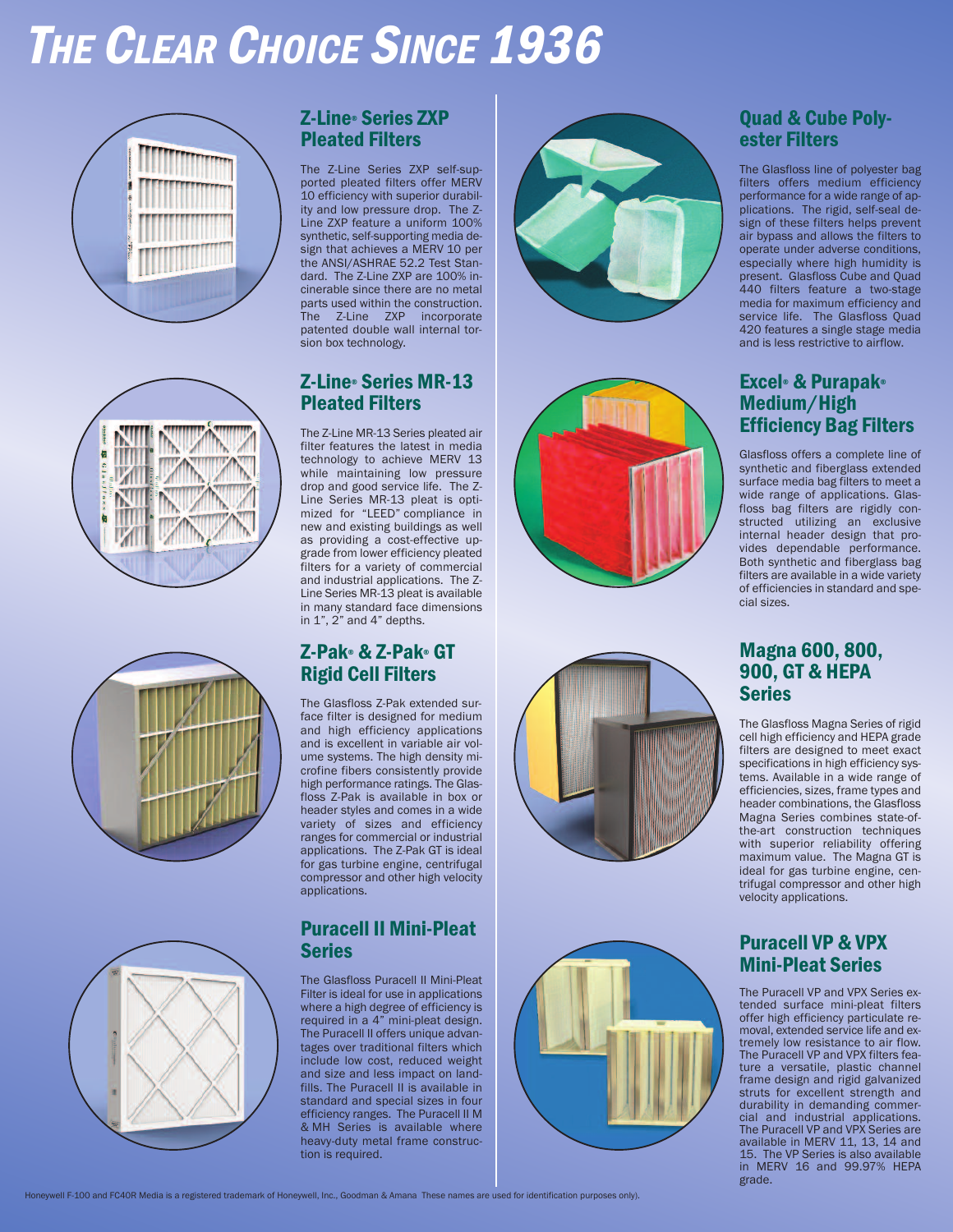# *The Clear Choice Since 1936*

## Z-Line® Series ZXP Pleated Filters

The Z-Line Series ZXP self-supported pleated filters offer MERV 10 efficiency with superior durability and low pressure drop. The Z-Line ZXP feature a uniform 100% synthetic, self-supporting media design that achieves a MERV 10 per the ANSI/ASHRAE 52.2 Test Standard. The Z-Line ZXP are 100% incinerable since there are no metal parts used within the construction. The Z-Line ZXP incorporate patented double wall internal torsion box technology.

## Z-Line® Series MR-13 Pleated Filters

The Z-Line MR-13 Series pleated air filter features the latest in media technology to achieve MERV 13 while maintaining low pressure drop and good service life. The Z-Line Series MR-13 pleat is optimized for "LEED" compliance in new and existing buildings as well as providing a cost-effective upgrade from lower efficiency pleated filters for a variety of commercial and industrial applications. The Z-Line Series MR-13 pleat is available in many standard face dimensions in 1", 2" and 4" depths.

## Z-Pak® & Z-Pak® GT Rigid Cell Filters

The Glasfloss Z-Pak extended surface filter is designed for medium and high efficiency applications and is excellent in variable air volume systems. The high density microfine fibers consistently provide high performance ratings. The Glasfloss Z-Pak is available in box or header styles and comes in a wide variety of sizes and efficiency ranges for commercial or industrial applications. The Z-Pak GT is ideal for gas turbine engine, centrifugal compressor and other high velocity applications.

## Puracell II Mini-Pleat Series

The Glasfloss Puracell II Mini-Pleat Filter is ideal for use in applications where a high degree of efficiency is required in a 4" mini-pleat design. The Puracell II offers unique advantages over traditional filters which include low cost, reduced weight and size and less impact on landfills. The Puracell II is available in standard and special sizes in four efficiency ranges. The Puracell II M & MH Series is available where heavy-duty metal frame construction is required.

## Quad & Cube Polyester Filters

The Glasfloss line of polyester bag filters offers medium efficiency performance for a wide range of applications. The rigid, self-seal design of these filters helps prevent air bypass and allows the filters to operate under adverse conditions, especially where high humidity is present. Glasfloss Cube and Quad 440 filters feature a two-stage media for maximum efficiency and service life. The Glasfloss Quad 420 features a single stage media and is less restrictive to airflow.

## Excel® & Purapak® Medium/High Efficiency Bag Filters

Glasfloss offers a complete line of synthetic and fiberglass extended surface media bag filters to meet a wide range of applications. Glasfloss bag filters are rigidly constructed utilizing an exclusive internal header design that provides dependable performance. Both synthetic and fiberglass bag filters are available in a wide variety of efficiencies in standard and special sizes.

## Magna 600, 800, 900, GT & HEPA Series

The Glasfloss Magna Series of rigid cell high efficiency and HEPA grade filters are designed to meet exact specifications in high efficiency systems. Available in a wide range of efficiencies, sizes, frame types and header combinations, the Glasfloss Magna Series combines state-of-the-art construction techniques with superior reliability offering maximum value. The Magna GT is ideal for gas turbine engine, centrifugal compressor and other high velocity applications.

## Puracell VP & VPX Mini-Pleat Series

The Puracell VP and VPX Series extended surface mini-pleat filters offer high efficiency particulate removal, extended service life and extremely low resistance to air flow. The Puracell VP and VPX filters feature a versatile, plastic channel frame design and rigid galvanized struts for excellent strength and durability in demanding commercial and industrial applications. The Puracell VP and VPX Series are available in MERV 11, 13, 14 and 15. The VP Series is also available in MERV 16 and 99.97% HEPA grade.

Honeywell F-100 and FC40R Media is a registered trademark of Honeywell, Inc., Goodman & Amana These names are used for identification purposes only).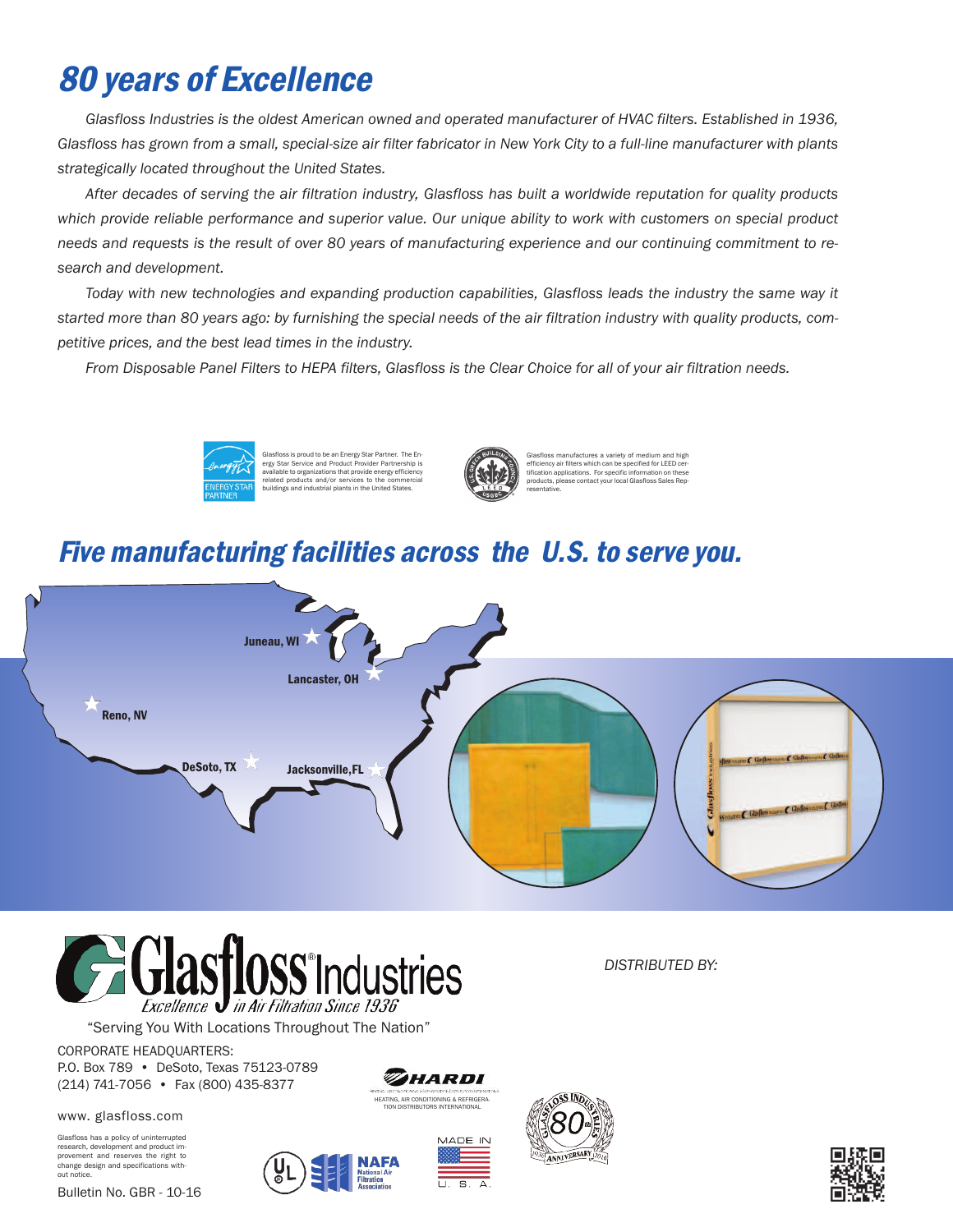# *80 years of Excellence*

*Glasfloss Industries is the oldest American owned and operated manufacturer of HVAC filters. Established in 1936, Glasfloss has grown from a small, special-size air filter fabricator in New York City to a full-line manufacturer with plants strategically located throughout the United States.*

*After decades of serving the air filtration industry, Glasfloss has built a worldwide reputation for quality products which provide reliable performance and superior value. Our unique ability to work with customers on special product needs and requests is the result of over 80 years of manufacturing experience and our continuing commitment to research and development.*

*Today with new technologies and expanding production capabilities, Glasfloss leads the industry the same way it started more than 80 years ago: by furnishing the special needs of the air filtration industry with quality products, competitive prices, and the best lead times in the industry.*

*From Disposable Panel Filters to HEPA filters, Glasfloss is the Clear Choice for all of your air filtration needs.*

Glasfloss is proud to be an Energy Star Partner. The Energy Star Service and Product Provider Partnership is available to organizations that provide energy efficiency related products and/or services to the commercial buildings and industrial plants in the United States.

Glasfloss manufactures a variety of medium and high efficiency air filters which can be specified for LEED certification applications. For specific information on these products, please contact your local Glasfloss Sales Representative.

## *Five manufacturing facilities across the U.S. to serve you.*

Juneau, WI

Lancaster, OH

Reno, NV

DeSoto, TX

Jacksonville, FL

**Glasfloss Industries**

Excellence in Air Filtration Since 1936

"Serving You With Locations Throughout The Nation"

DISTRIBUTED BY:

CORPORATE HEADQUARTERS:
P.O. Box 789 • DeSoto, Texas 75123-0789
(214) 741-7056 • Fax (800) 435-8377

www. glasfloss.com

Glasfloss has a policy of uninterrupted research, development and product improvement and reserves the right to change design and specifications without notice.

Bulletin No. GBR - 10-16

HARDI
HEATING, AIR CONDITIONING & REFRIGERATION DISTRIBUTORS INTERNATIONAL

NAFA National Air Filtration Association

MADE IN U. S. A.

GLASFLOSS INDUSTRIES 80th ANNIVERSARY 1936 2016